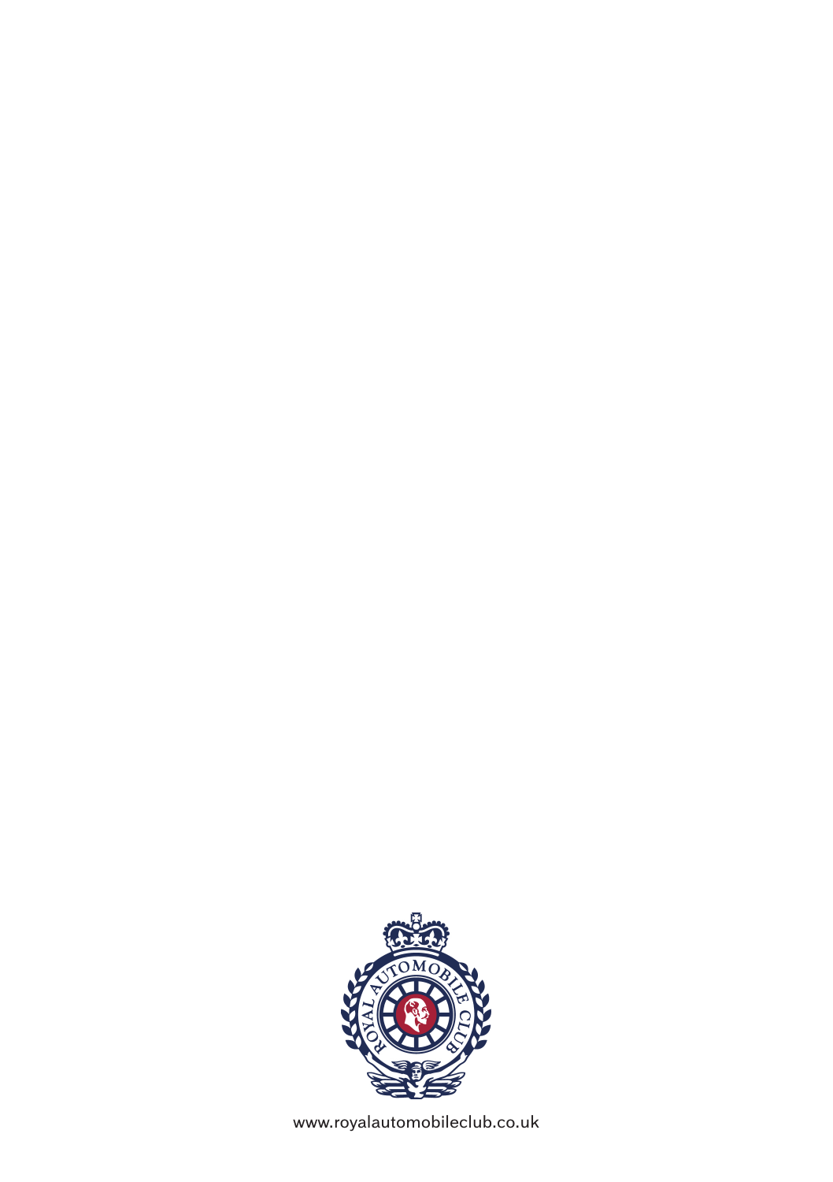www.royalautomobileclub.co.uk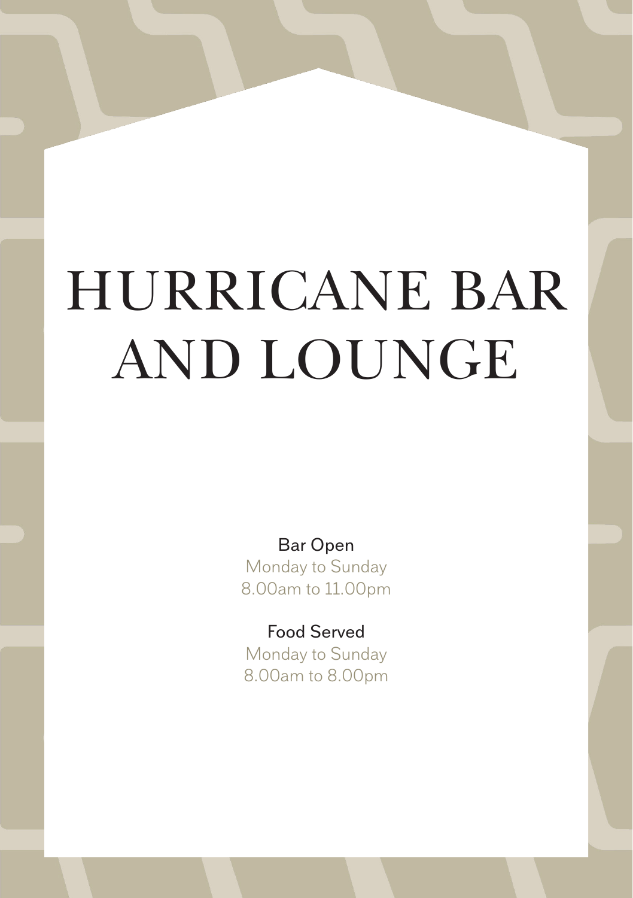# HURRICANE BAR AND LOUNGE

Bar Open
Monday to Sunday
8.00am to 11.00pm

Food Served
Monday to Sunday
8.00am to 8.00pm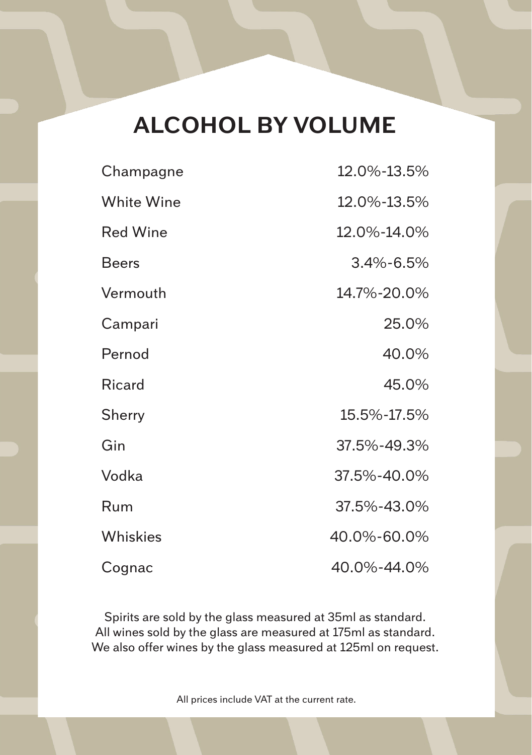# ALCOHOL BY VOLUME

| | |
|---|---|
| Champagne | 12.0%-13.5% |
| White Wine | 12.0%-13.5% |
| Red Wine | 12.0%-14.0% |
| Beers | 3.4%-6.5% |
| Vermouth | 14.7%-20.0% |
| Campari | 25.0% |
| Pernod | 40.0% |
| Ricard | 45.0% |
| Sherry | 15.5%-17.5% |
| Gin | 37.5%-49.3% |
| Vodka | 37.5%-40.0% |
| Rum | 37.5%-43.0% |
| Whiskies | 40.0%-60.0% |
| Cognac | 40.0%-44.0% |

Spirits are sold by the glass measured at 35ml as standard.
All wines sold by the glass are measured at 175ml as standard.
We also offer wines by the glass measured at 125ml on request.

All prices include VAT at the current rate.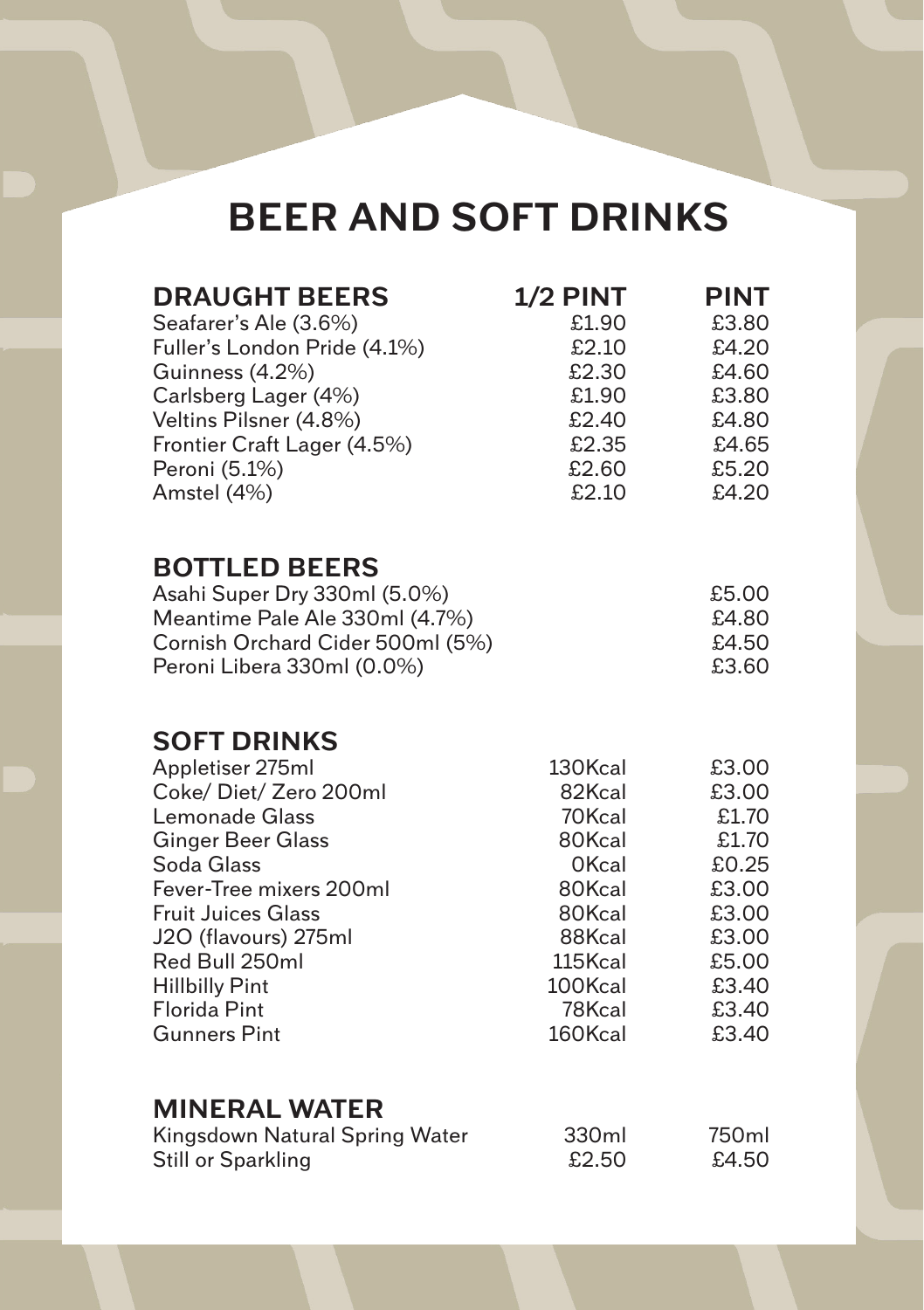# BEER AND SOFT DRINKS

## DRAUGHT BEERS

| DRAUGHT BEERS | 1/2 PINT | PINT |
| --- | --- | --- |
| Seafarer's Ale (3.6%) | £1.90 | £3.80 |
| Fuller's London Pride (4.1%) | £2.10 | £4.20 |
| Guinness (4.2%) | £2.30 | £4.60 |
| Carlsberg Lager (4%) | £1.90 | £3.80 |
| Veltins Pilsner (4.8%) | £2.40 | £4.80 |
| Frontier Craft Lager (4.5%) | £2.35 | £4.65 |
| Peroni (5.1%) | £2.60 | £5.20 |
| Amstel (4%) | £2.10 | £4.20 |

## BOTTLED BEERS

| | |
| --- | --- |
| Asahi Super Dry 330ml (5.0%) | £5.00 |
| Meantime Pale Ale 330ml (4.7%) | £4.80 |
| Cornish Orchard Cider 500ml (5%) | £4.50 |
| Peroni Libera 330ml (0.0%) | £3.60 |

## SOFT DRINKS

| | | |
| --- | --- | --- |
| Appletiser 275ml | 130Kcal | £3.00 |
| Coke/ Diet/ Zero 200ml | 82Kcal | £3.00 |
| Lemonade Glass | 70Kcal | £1.70 |
| Ginger Beer Glass | 80Kcal | £1.70 |
| Soda Glass | 0Kcal | £0.25 |
| Fever-Tree mixers 200ml | 80Kcal | £3.00 |
| Fruit Juices Glass | 80Kcal | £3.00 |
| J2O (flavours) 275ml | 88Kcal | £3.00 |
| Red Bull 250ml | 115Kcal | £5.00 |
| Hillbilly Pint | 100Kcal | £3.40 |
| Florida Pint | 78Kcal | £3.40 |
| Gunners Pint | 160Kcal | £3.40 |

## MINERAL WATER

| | 330ml | 750ml |
| --- | --- | --- |
| Kingsdown Natural Spring Water Still or Sparkling | £2.50 | £4.50 |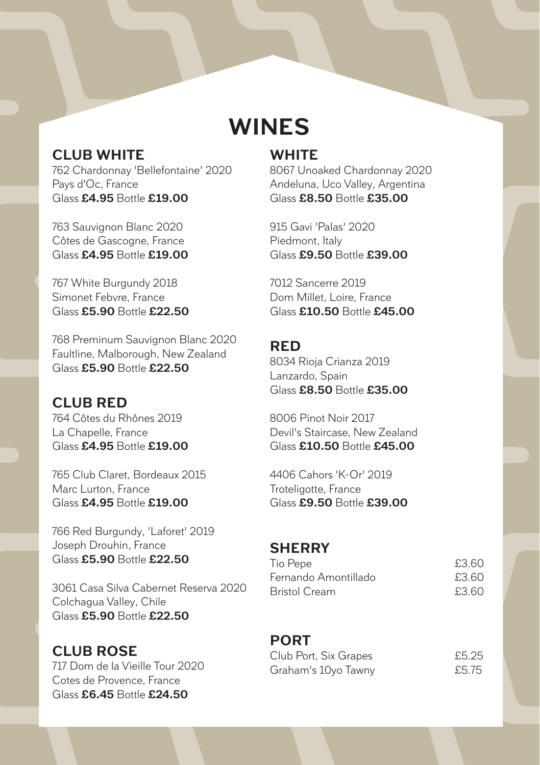# WINES

## CLUB WHITE

762 Chardonnay 'Bellefontaine' 2020
Pays d'Oc, France
Glass **£4.95** Bottle **£19.00**

763 Sauvignon Blanc 2020
Côtes de Gascogne, France
Glass **£4.95** Bottle **£19.00**

767 White Burgundy 2018
Simonet Febvre, France
Glass **£5.90** Bottle **£22.50**

768 Preminum Sauvignon Blanc 2020
Faultline, Malborough, New Zealand
Glass **£5.90** Bottle **£22.50**

## CLUB RED

764 Côtes du Rhônes 2019
La Chapelle, France
Glass **£4.95** Bottle **£19.00**

765 Club Claret, Bordeaux 2015
Marc Lurton, France
Glass **£4.95** Bottle **£19.00**

766 Red Burgundy, 'Laforet' 2019
Joseph Drouhin, France
Glass **£5.90** Bottle **£22.50**

3061 Casa Silva Cabernet Reserva 2020
Colchagua Valley, Chile
Glass **£5.90** Bottle **£22.50**

## CLUB ROSE

717 Dom de la Vieille Tour 2020
Cotes de Provence, France
Glass **£6.45** Bottle **£24.50**

## WHITE

8067 Unoaked Chardonnay 2020
Andeluna, Uco Valley, Argentina
Glass **£8.50** Bottle **£35.00**

915 Gavi 'Palas' 2020
Piedmont, Italy
Glass **£9.50** Bottle **£39.00**

7012 Sancerre 2019
Dom Millet, Loire, France
Glass **£10.50** Bottle **£45.00**

## RED

8034 Rioja Crianza 2019
Lanzardo, Spain
Glass **£8.50** Bottle **£35.00**

8006 Pinot Noir 2017
Devil's Staircase, New Zealand
Glass **£10.50** Bottle **£45.00**

4406 Cahors 'K-Or' 2019
Troteligotte, France
Glass **£9.50** Bottle **£39.00**

## SHERRY

| | |
|---|---|
| Tio Pepe | £3.60 |
| Fernando Amontillado | £3.60 |
| Bristol Cream | £3.60 |

## PORT

| | |
|---|---|
| Club Port, Six Grapes | £5.25 |
| Graham's 10yo Tawny | £5.75 |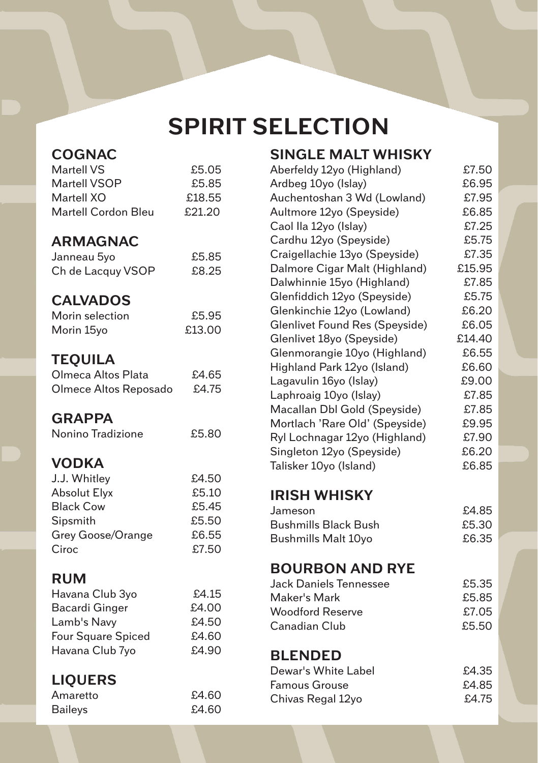# SPIRIT SELECTION

## COGNAC

| Item | Price |
| --- | --- |
| Martell VS | £5.05 |
| Martell VSOP | £5.85 |
| Martell XO | £18.55 |
| Martell Cordon Bleu | £21.20 |

## ARMAGNAC

| Item | Price |
| --- | --- |
| Janneau 5yo | £5.85 |
| Ch de Lacquy VSOP | £8.25 |

## CALVADOS

| Item | Price |
| --- | --- |
| Morin selection | £5.95 |
| Morin 15yo | £13.00 |

## TEQUILA

| Item | Price |
| --- | --- |
| Olmeca Altos Plata | £4.65 |
| Olmece Altos Reposado | £4.75 |

## GRAPPA

| Item | Price |
| --- | --- |
| Nonino Tradizione | £5.80 |

## VODKA

| Item | Price |
| --- | --- |
| J.J. Whitley | £4.50 |
| Absolut Elyx | £5.10 |
| Black Cow | £5.45 |
| Sipsmith | £5.50 |
| Grey Goose/Orange | £6.55 |
| Ciroc | £7.50 |

## RUM

| Item | Price |
| --- | --- |
| Havana Club 3yo | £4.15 |
| Bacardi Ginger | £4.00 |
| Lamb's Navy | £4.50 |
| Four Square Spiced | £4.60 |
| Havana Club 7yo | £4.90 |

## LIQUERS

| Item | Price |
| --- | --- |
| Amaretto | £4.60 |
| Baileys | £4.60 |

## SINGLE MALT WHISKY

| Item | Price |
| --- | --- |
| Aberfeldy 12yo (Highland) | £7.50 |
| Ardbeg 10yo (Islay) | £6.95 |
| Auchentoshan 3 Wd (Lowland) | £7.95 |
| Aultmore 12yo (Speyside) | £6.85 |
| Caol Ila 12yo (Islay) | £7.25 |
| Cardhu 12yo (Speyside) | £5.75 |
| Craigellachie 13yo (Speyside) | £7.35 |
| Dalmore Cigar Malt (Highland) | £15.95 |
| Dalwhinnie 15yo (Highland) | £7.85 |
| Glenfiddich 12yo (Speyside) | £5.75 |
| Glenkinchie 12yo (Lowland) | £6.20 |
| Glenlivet Found Res (Speyside) | £6.05 |
| Glenlivet 18yo (Speyside) | £14.40 |
| Glenmorangie 10yo (Highland) | £6.55 |
| Highland Park 12yo (Island) | £6.60 |
| Lagavulin 16yo (Islay) | £9.00 |
| Laphroaig 10yo (Islay) | £7.85 |
| Macallan Dbl Gold (Speyside) | £7.85 |
| Mortlach 'Rare Old' (Speyside) | £9.95 |
| Ryl Lochnagar 12yo (Highland) | £7.90 |
| Singleton 12yo (Speyside) | £6.20 |
| Talisker 10yo (Island) | £6.85 |

## IRISH WHISKY

| Item | Price |
| --- | --- |
| Jameson | £4.85 |
| Bushmills Black Bush | £5.30 |
| Bushmills Malt 10yo | £6.35 |

## BOURBON AND RYE

| Item | Price |
| --- | --- |
| Jack Daniels Tennessee | £5.35 |
| Maker's Mark | £5.85 |
| Woodford Reserve | £7.05 |
| Canadian Club | £5.50 |

## BLENDED

| Item | Price |
| --- | --- |
| Dewar's White Label | £4.35 |
| Famous Grouse | £4.85 |
| Chivas Regal 12yo | £4.75 |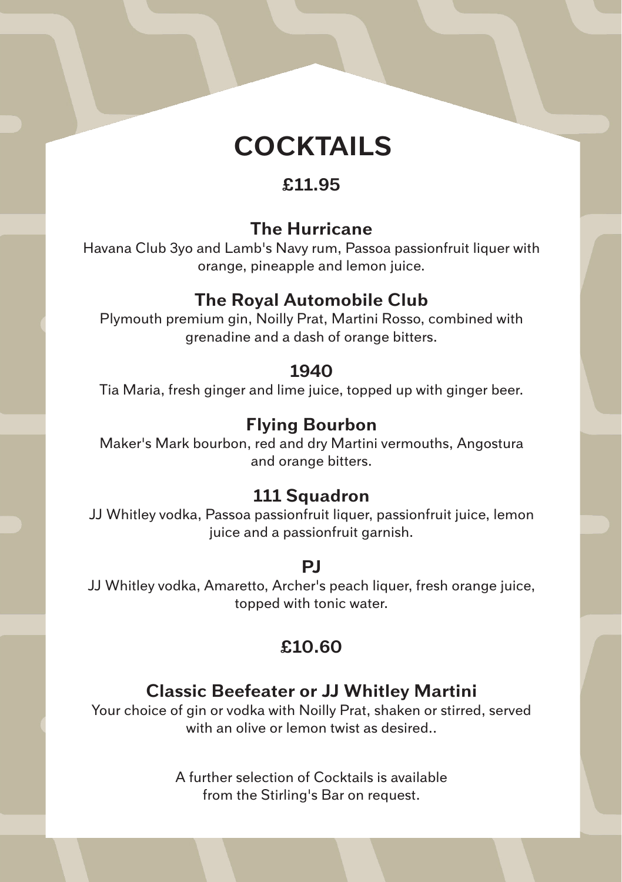# COCKTAILS

## £11.95

### The Hurricane

Havana Club 3yo and Lamb's Navy rum, Passoa passionfruit liquer with orange, pineapple and lemon juice.

### The Royal Automobile Club

Plymouth premium gin, Noilly Prat, Martini Rosso, combined with grenadine and a dash of orange bitters.

### 1940

Tia Maria, fresh ginger and lime juice, topped up with ginger beer.

### Flying Bourbon

Maker's Mark bourbon, red and dry Martini vermouths, Angostura and orange bitters.

### 111 Squadron

JJ Whitley vodka, Passoa passionfruit liquer, passionfruit juice, lemon juice and a passionfruit garnish.

### PJ

JJ Whitley vodka, Amaretto, Archer's peach liquer, fresh orange juice, topped with tonic water.

## £10.60

### Classic Beefeater or JJ Whitley Martini

Your choice of gin or vodka with Noilly Prat, shaken or stirred, served with an olive or lemon twist as desired..

A further selection of Cocktails is available from the Stirling's Bar on request.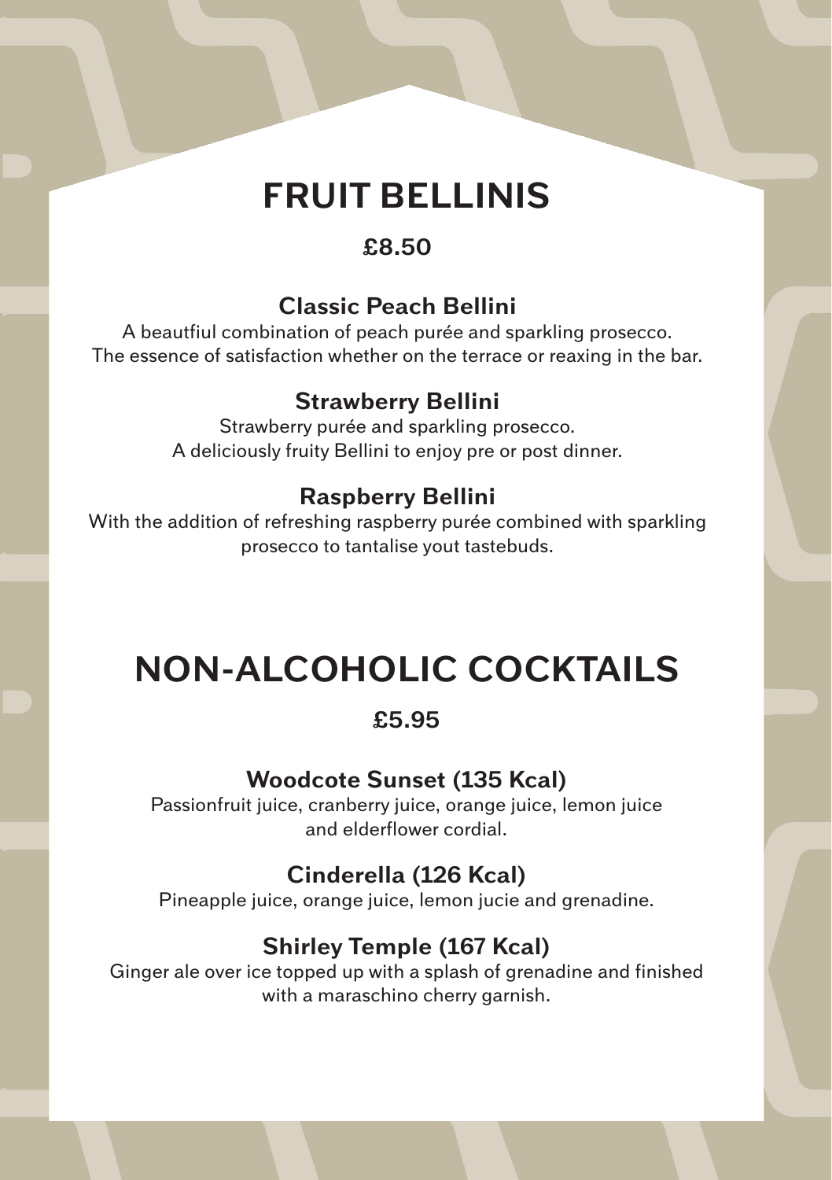# FRUIT BELLINIS

**£8.50**

### Classic Peach Bellini

A beautfiul combination of peach purée and sparkling prosecco.
The essence of satisfaction whether on the terrace or reaxing in the bar.

### Strawberry Bellini

Strawberry purée and sparkling prosecco.
A deliciously fruity Bellini to enjoy pre or post dinner.

### Raspberry Bellini

With the addition of refreshing raspberry purée combined with sparkling prosecco to tantalise yout tastebuds.

# NON-ALCOHOLIC COCKTAILS

**£5.95**

### Woodcote Sunset (135 Kcal)

Passionfruit juice, cranberry juice, orange juice, lemon juice and elderflower cordial.

### Cinderella (126 Kcal)

Pineapple juice, orange juice, lemon jucie and grenadine.

### Shirley Temple (167 Kcal)

Ginger ale over ice topped up with a splash of grenadine and finished with a maraschino cherry garnish.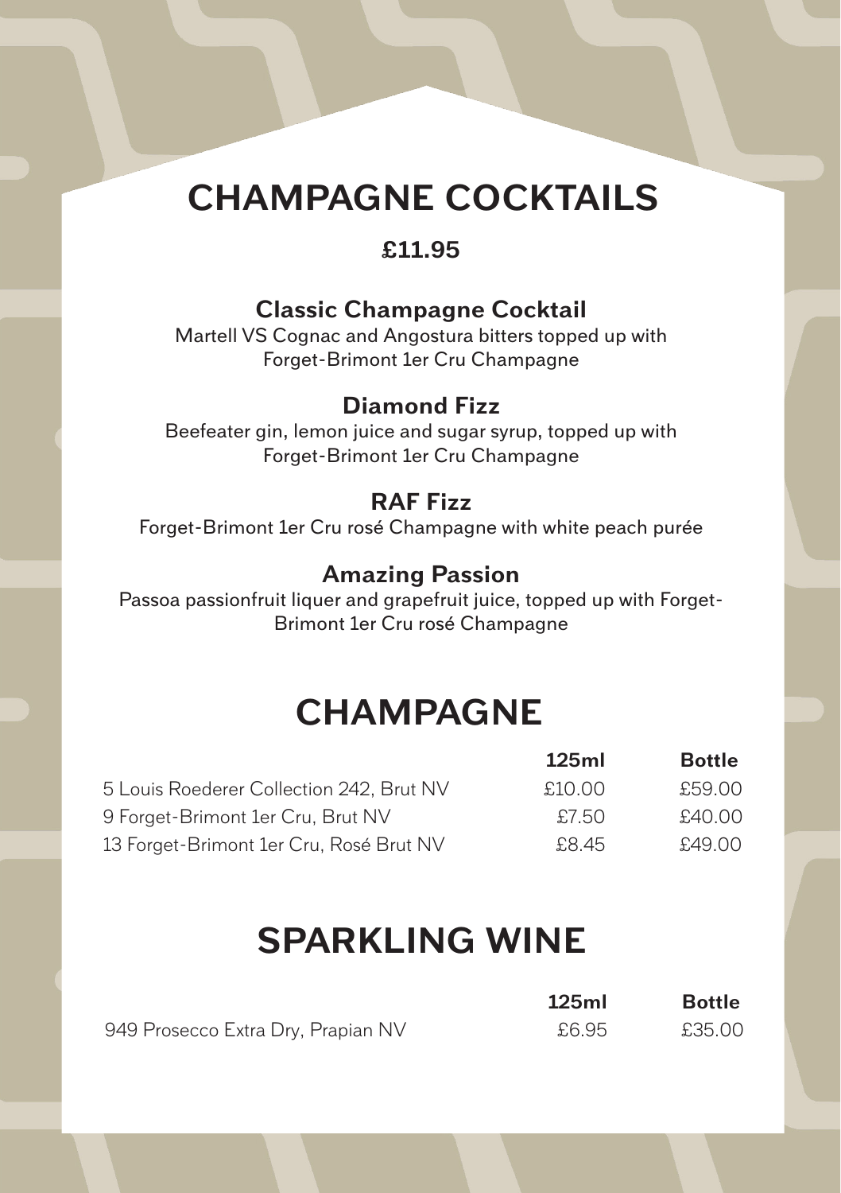# CHAMPAGNE COCKTAILS

**£11.95**

### Classic Champagne Cocktail

Martell VS Cognac and Angostura bitters topped up with Forget-Brimont 1er Cru Champagne

### Diamond Fizz

Beefeater gin, lemon juice and sugar syrup, topped up with Forget-Brimont 1er Cru Champagne

### RAF Fizz

Forget-Brimont 1er Cru rosé Champagne with white peach purée

### Amazing Passion

Passoa passionfruit liquer and grapefruit juice, topped up with Forget-Brimont 1er Cru rosé Champagne

# CHAMPAGNE

| | 125ml | Bottle |
|---|---|---|
| 5 Louis Roederer Collection 242, Brut NV | £10.00 | £59.00 |
| 9 Forget-Brimont 1er Cru, Brut NV | £7.50 | £40.00 |
| 13 Forget-Brimont 1er Cru, Rosé Brut NV | £8.45 | £49.00 |

# SPARKLING WINE

| | 125ml | Bottle |
|---|---|---|
| 949 Prosecco Extra Dry, Prapian NV | £6.95 | £35.00 |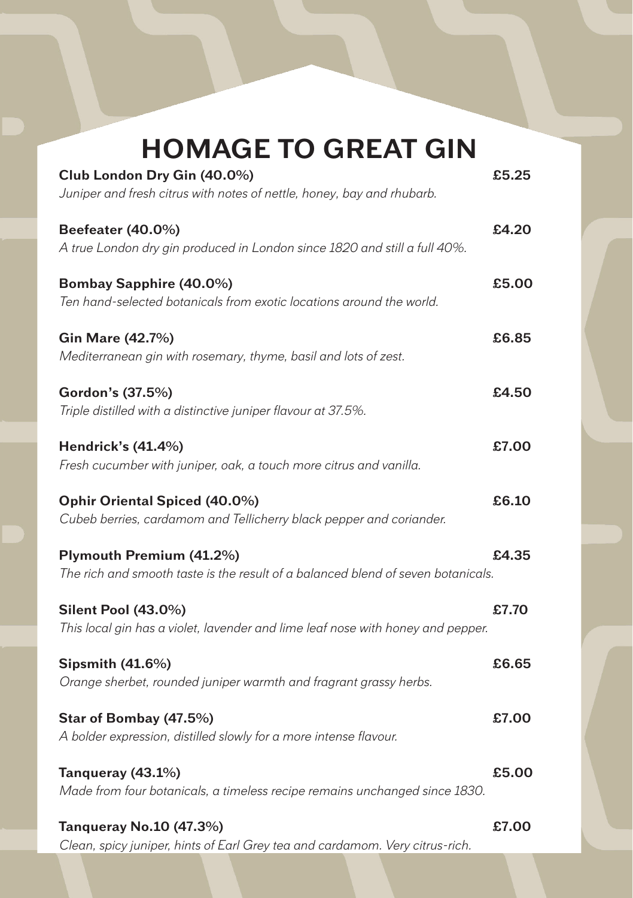# HOMAGE TO GREAT GIN

**Club London Dry Gin (40.0%)** **£5.25**
*Juniper and fresh citrus with notes of nettle, honey, bay and rhubarb.*

**Beefeater (40.0%)** **£4.20**
*A true London dry gin produced in London since 1820 and still a full 40%.*

**Bombay Sapphire (40.0%)** **£5.00**
*Ten hand-selected botanicals from exotic locations around the world.*

**Gin Mare (42.7%)** **£6.85**
*Mediterranean gin with rosemary, thyme, basil and lots of zest.*

**Gordon's (37.5%)** **£4.50**
*Triple distilled with a distinctive juniper flavour at 37.5%.*

**Hendrick's (41.4%)** **£7.00**
*Fresh cucumber with juniper, oak, a touch more citrus and vanilla.*

**Ophir Oriental Spiced (40.0%)** **£6.10**
*Cubeb berries, cardamom and Tellicherry black pepper and coriander.*

**Plymouth Premium (41.2%)** **£4.35**
*The rich and smooth taste is the result of a balanced blend of seven botanicals.*

**Silent Pool (43.0%)** **£7.70**
*This local gin has a violet, lavender and lime leaf nose with honey and pepper.*

**Sipsmith (41.6%)** **£6.65**
*Orange sherbet, rounded juniper warmth and fragrant grassy herbs.*

**Star of Bombay (47.5%)** **£7.00**
*A bolder expression, distilled slowly for a more intense flavour.*

**Tanqueray (43.1%)** **£5.00**
*Made from four botanicals, a timeless recipe remains unchanged since 1830.*

**Tanqueray No.10 (47.3%)** **£7.00**
*Clean, spicy juniper, hints of Earl Grey tea and cardamom. Very citrus-rich.*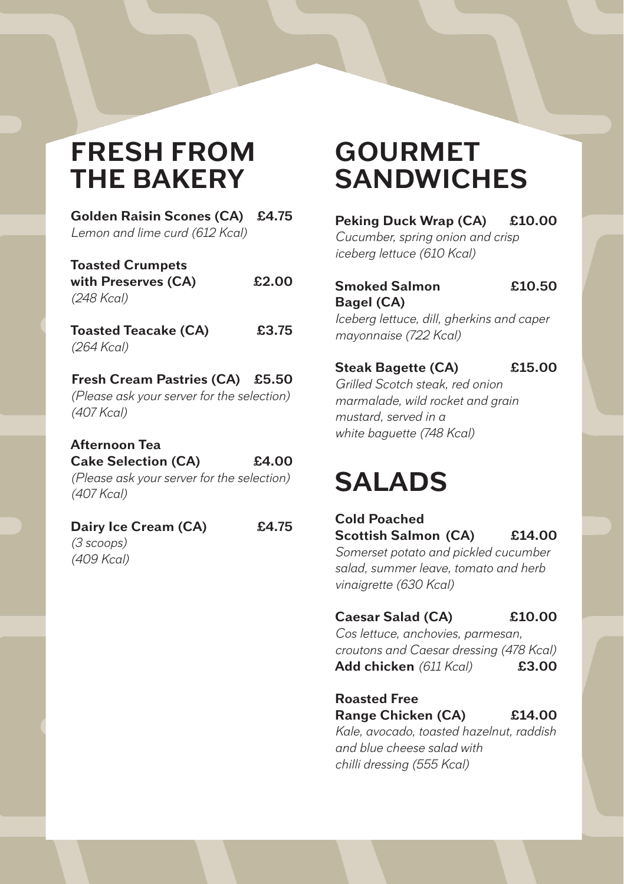# FRESH FROM THE BAKERY

**Golden Raisin Scones (CA)** **£4.75**
*Lemon and lime curd (612 Kcal)*

**Toasted Crumpets with Preserves (CA)** **£2.00**
*(248 Kcal)*

**Toasted Teacake (CA)** **£3.75**
*(264 Kcal)*

**Fresh Cream Pastries (CA)** **£5.50**
*(Please ask your server for the selection)*
*(407 Kcal)*

**Afternoon Tea Cake Selection (CA)** **£4.00**
*(Please ask your server for the selection)*
*(407 Kcal)*

**Dairy Ice Cream (CA)** **£4.75**
*(3 scoops)*
*(409 Kcal)*

# GOURMET SANDWICHES

**Peking Duck Wrap (CA)** **£10.00**
*Cucumber, spring onion and crisp iceberg lettuce (610 Kcal)*

**Smoked Salmon Bagel (CA)** **£10.50**
*Iceberg lettuce, dill, gherkins and caper mayonnaise (722 Kcal)*

**Steak Bagette (CA)** **£15.00**
*Grilled Scotch steak, red onion marmalade, wild rocket and grain mustard, served in a white baguette (748 Kcal)*

# SALADS

**Cold Poached Scottish Salmon (CA)** **£14.00**
*Somerset potato and pickled cucumber salad, summer leave, tomato and herb vinaigrette (630 Kcal)*

**Caesar Salad (CA)** **£10.00**
*Cos lettuce, anchovies, parmesan, croutons and Caesar dressing (478 Kcal)*
**Add chicken** *(611 Kcal)* **£3.00**

**Roasted Free Range Chicken (CA)** **£14.00**
*Kale, avocado, toasted hazelnut, raddish and blue cheese salad with chilli dressing (555 Kcal)*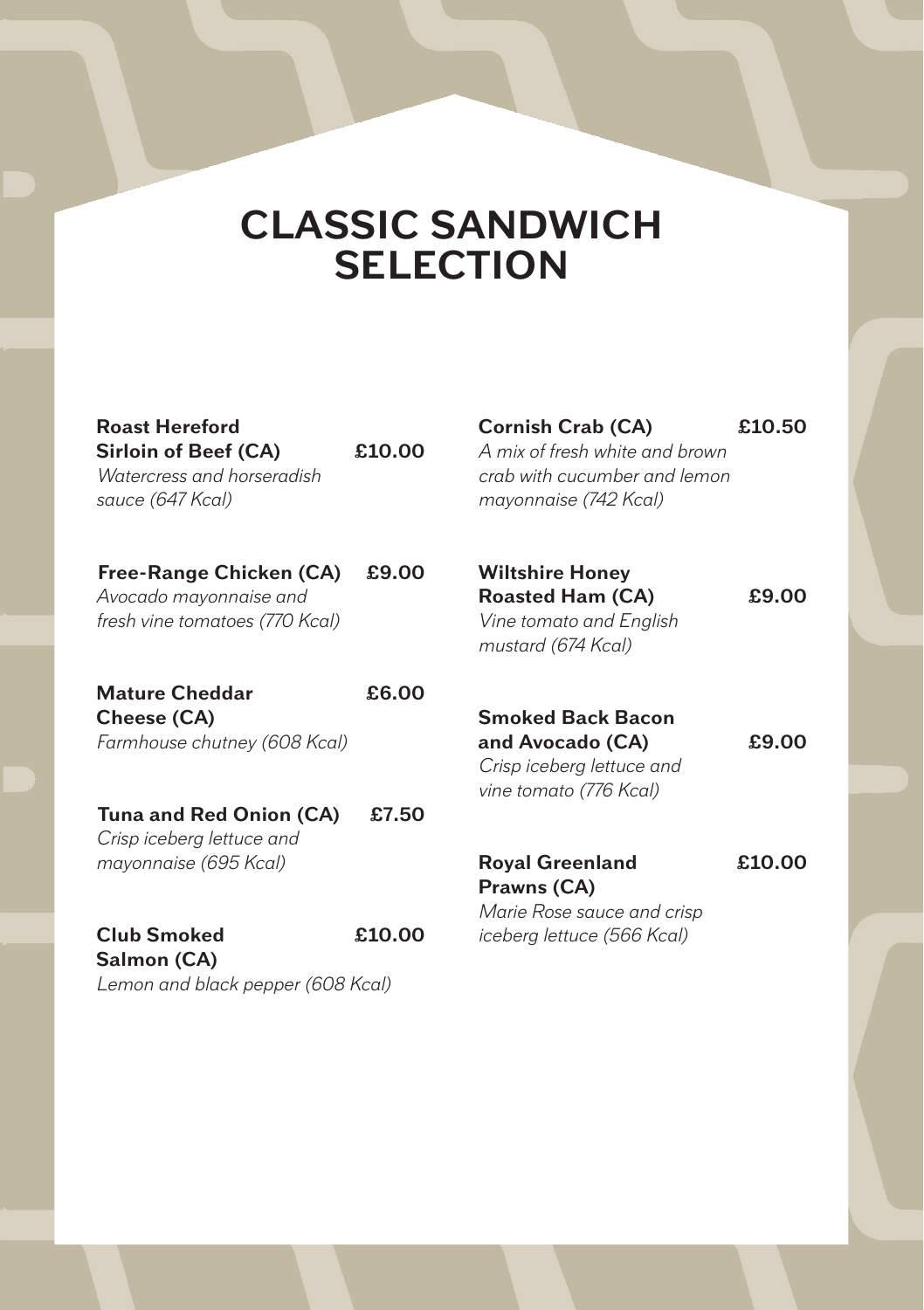# CLASSIC SANDWICH SELECTION

**Roast Hereford Sirloin of Beef (CA)** **£10.00**
*Watercress and horseradish sauce (647 Kcal)*

**Free-Range Chicken (CA)** **£9.00**
*Avocado mayonnaise and fresh vine tomatoes (770 Kcal)*

**Mature Cheddar Cheese (CA)** **£6.00**
*Farmhouse chutney (608 Kcal)*

**Tuna and Red Onion (CA)** **£7.50**
*Crisp iceberg lettuce and mayonnaise (695 Kcal)*

**Club Smoked Salmon (CA)** **£10.00**
*Lemon and black pepper (608 Kcal)*

**Cornish Crab (CA)** **£10.50**
*A mix of fresh white and brown crab with cucumber and lemon mayonnaise (742 Kcal)*

**Wiltshire Honey Roasted Ham (CA)** **£9.00**
*Vine tomato and English mustard (674 Kcal)*

**Smoked Back Bacon and Avocado (CA)** **£9.00**
*Crisp iceberg lettuce and vine tomato (776 Kcal)*

**Royal Greenland Prawns (CA)** **£10.00**
*Marie Rose sauce and crisp iceberg lettuce (566 Kcal)*